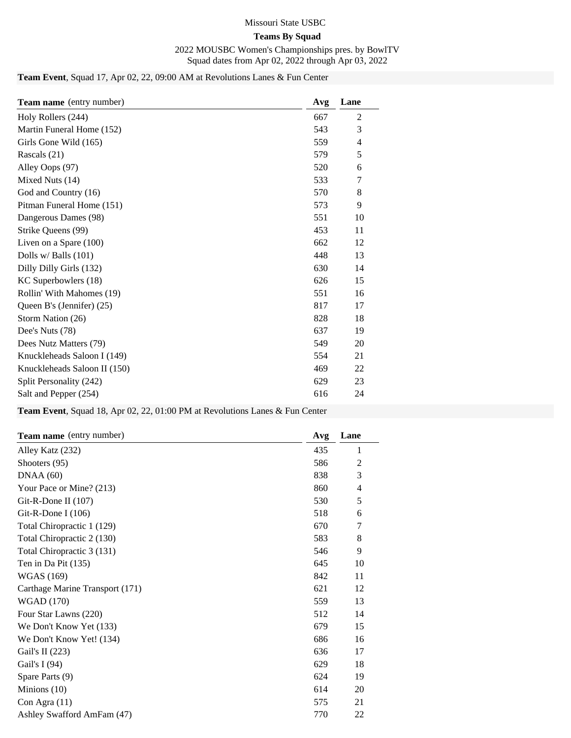Missouri State USBC

**Teams By Squad**

2022 MOUSBC Women's Championships pres. by BowlTV

Squad dates from Apr 02, 2022 through Apr 03, 2022

**Team Event**, Squad 17, Apr 02, 22, 09:00 AM at Revolutions Lanes & Fun Center

| Team name (entry number) | Avg | Lane |
|---|---|---|
| Holy Rollers (244) | 667 | 2 |
| Martin Funeral Home (152) | 543 | 3 |
| Girls Gone Wild (165) | 559 | 4 |
| Rascals (21) | 579 | 5 |
| Alley Oops (97) | 520 | 6 |
| Mixed Nuts (14) | 533 | 7 |
| God and Country (16) | 570 | 8 |
| Pitman Funeral Home (151) | 573 | 9 |
| Dangerous Dames (98) | 551 | 10 |
| Strike Queens (99) | 453 | 11 |
| Liven on a Spare (100) | 662 | 12 |
| Dolls w/ Balls (101) | 448 | 13 |
| Dilly Dilly Girls (132) | 630 | 14 |
| KC Superbowlers (18) | 626 | 15 |
| Rollin' With Mahomes (19) | 551 | 16 |
| Queen B's (Jennifer) (25) | 817 | 17 |
| Storm Nation (26) | 828 | 18 |
| Dee's Nuts (78) | 637 | 19 |
| Dees Nutz Matters (79) | 549 | 20 |
| Knuckleheads Saloon I (149) | 554 | 21 |
| Knuckleheads Saloon II (150) | 469 | 22 |
| Split Personality (242) | 629 | 23 |
| Salt and Pepper (254) | 616 | 24 |

**Team Event**, Squad 18, Apr 02, 22, 01:00 PM at Revolutions Lanes & Fun Center

| Team name (entry number) | Avg | Lane |
|---|---|---|
| Alley Katz (232) | 435 | 1 |
| Shooters (95) | 586 | 2 |
| DNAA (60) | 838 | 3 |
| Your Pace or Mine? (213) | 860 | 4 |
| Git-R-Done II (107) | 530 | 5 |
| Git-R-Done I (106) | 518 | 6 |
| Total Chiropractic 1 (129) | 670 | 7 |
| Total Chiropractic 2 (130) | 583 | 8 |
| Total Chiropractic 3 (131) | 546 | 9 |
| Ten in Da Pit (135) | 645 | 10 |
| WGAS (169) | 842 | 11 |
| Carthage Marine Transport (171) | 621 | 12 |
| WGAD (170) | 559 | 13 |
| Four Star Lawns (220) | 512 | 14 |
| We Don't Know Yet (133) | 679 | 15 |
| We Don't Know Yet! (134) | 686 | 16 |
| Gail's II (223) | 636 | 17 |
| Gail's I (94) | 629 | 18 |
| Spare Parts (9) | 624 | 19 |
| Minions (10) | 614 | 20 |
| Con Agra (11) | 575 | 21 |
| Ashley Swafford AmFam (47) | 770 | 22 |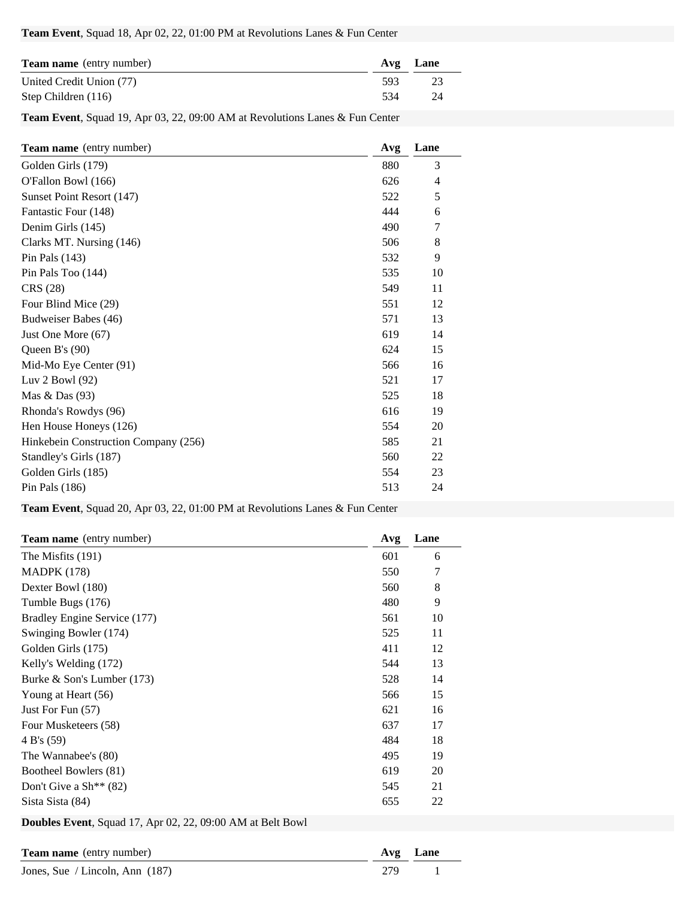**Team Event**, Squad 18, Apr 02, 22, 01:00 PM at Revolutions Lanes & Fun Center

| **Team name** (entry number) | **Avg** | **Lane** |
| --- | --- | --- |
| United Credit Union (77) | 593 | 23 |
| Step Children (116) | 534 | 24 |

**Team Event**, Squad 19, Apr 03, 22, 09:00 AM at Revolutions Lanes & Fun Center

| **Team name** (entry number) | **Avg** | **Lane** |
| --- | --- | --- |
| Golden Girls (179) | 880 | 3 |
| O'Fallon Bowl (166) | 626 | 4 |
| Sunset Point Resort (147) | 522 | 5 |
| Fantastic Four (148) | 444 | 6 |
| Denim Girls (145) | 490 | 7 |
| Clarks MT. Nursing (146) | 506 | 8 |
| Pin Pals (143) | 532 | 9 |
| Pin Pals Too (144) | 535 | 10 |
| CRS (28) | 549 | 11 |
| Four Blind Mice (29) | 551 | 12 |
| Budweiser Babes (46) | 571 | 13 |
| Just One More (67) | 619 | 14 |
| Queen B's (90) | 624 | 15 |
| Mid-Mo Eye Center (91) | 566 | 16 |
| Luv 2 Bowl (92) | 521 | 17 |
| Mas & Das (93) | 525 | 18 |
| Rhonda's Rowdys (96) | 616 | 19 |
| Hen House Honeys (126) | 554 | 20 |
| Hinkebein Construction Company (256) | 585 | 21 |
| Standley's Girls (187) | 560 | 22 |
| Golden Girls (185) | 554 | 23 |
| Pin Pals (186) | 513 | 24 |

**Team Event**, Squad 20, Apr 03, 22, 01:00 PM at Revolutions Lanes & Fun Center

| **Team name** (entry number) | **Avg** | **Lane** |
| --- | --- | --- |
| The Misfits (191) | 601 | 6 |
| MADPK (178) | 550 | 7 |
| Dexter Bowl (180) | 560 | 8 |
| Tumble Bugs (176) | 480 | 9 |
| Bradley Engine Service (177) | 561 | 10 |
| Swinging Bowler (174) | 525 | 11 |
| Golden Girls (175) | 411 | 12 |
| Kelly's Welding (172) | 544 | 13 |
| Burke & Son's Lumber (173) | 528 | 14 |
| Young at Heart (56) | 566 | 15 |
| Just For Fun (57) | 621 | 16 |
| Four Musketeers (58) | 637 | 17 |
| 4 B's (59) | 484 | 18 |
| The Wannabee's (80) | 495 | 19 |
| Bootheel Bowlers (81) | 619 | 20 |
| Don't Give a Sh** (82) | 545 | 21 |
| Sista Sista (84) | 655 | 22 |

**Doubles Event**, Squad 17, Apr 02, 22, 09:00 AM at Belt Bowl

| **Team name** (entry number) | **Avg** | **Lane** |
| --- | --- | --- |
| Jones, Sue / Lincoln, Ann (187) | 279 | 1 |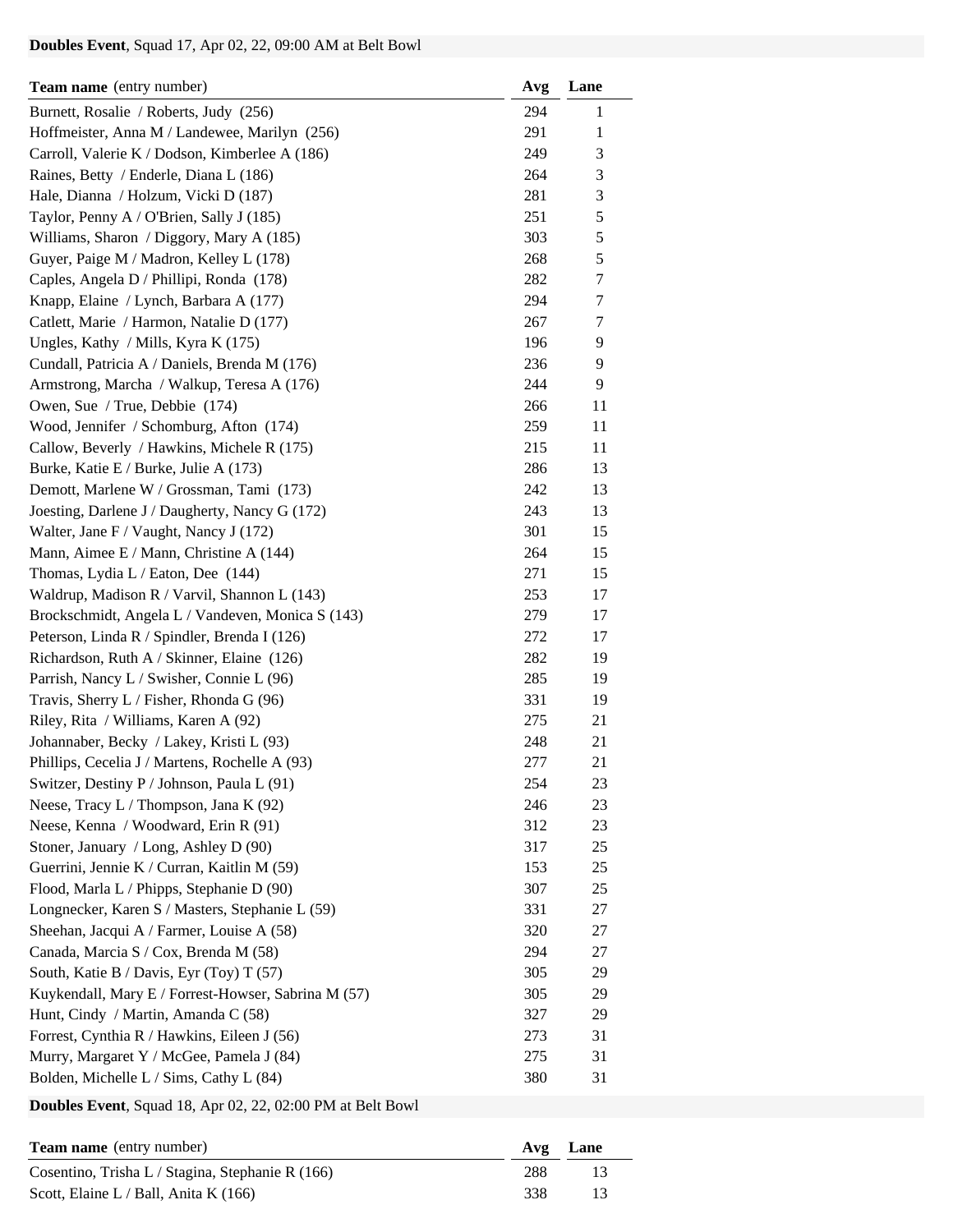**Doubles Event**, Squad 17, Apr 02, 22, 09:00 AM at Belt Bowl

| **Team name** (entry number) | **Avg** | **Lane** |
|---|---|---|
| Burnett, Rosalie / Roberts, Judy (256) | 294 | 1 |
| Hoffmeister, Anna M / Landewee, Marilyn (256) | 291 | 1 |
| Carroll, Valerie K / Dodson, Kimberlee A (186) | 249 | 3 |
| Raines, Betty / Enderle, Diana L (186) | 264 | 3 |
| Hale, Dianna / Holzum, Vicki D (187) | 281 | 3 |
| Taylor, Penny A / O'Brien, Sally J (185) | 251 | 5 |
| Williams, Sharon / Diggory, Mary A (185) | 303 | 5 |
| Guyer, Paige M / Madron, Kelley L (178) | 268 | 5 |
| Caples, Angela D / Phillipi, Ronda (178) | 282 | 7 |
| Knapp, Elaine / Lynch, Barbara A (177) | 294 | 7 |
| Catlett, Marie / Harmon, Natalie D (177) | 267 | 7 |
| Ungles, Kathy / Mills, Kyra K (175) | 196 | 9 |
| Cundall, Patricia A / Daniels, Brenda M (176) | 236 | 9 |
| Armstrong, Marcha / Walkup, Teresa A (176) | 244 | 9 |
| Owen, Sue / True, Debbie (174) | 266 | 11 |
| Wood, Jennifer / Schomburg, Afton (174) | 259 | 11 |
| Callow, Beverly / Hawkins, Michele R (175) | 215 | 11 |
| Burke, Katie E / Burke, Julie A (173) | 286 | 13 |
| Demott, Marlene W / Grossman, Tami (173) | 242 | 13 |
| Joesting, Darlene J / Daugherty, Nancy G (172) | 243 | 13 |
| Walter, Jane F / Vaught, Nancy J (172) | 301 | 15 |
| Mann, Aimee E / Mann, Christine A (144) | 264 | 15 |
| Thomas, Lydia L / Eaton, Dee (144) | 271 | 15 |
| Waldrup, Madison R / Varvil, Shannon L (143) | 253 | 17 |
| Brockschmidt, Angela L / Vandeven, Monica S (143) | 279 | 17 |
| Peterson, Linda R / Spindler, Brenda I (126) | 272 | 17 |
| Richardson, Ruth A / Skinner, Elaine (126) | 282 | 19 |
| Parrish, Nancy L / Swisher, Connie L (96) | 285 | 19 |
| Travis, Sherry L / Fisher, Rhonda G (96) | 331 | 19 |
| Riley, Rita / Williams, Karen A (92) | 275 | 21 |
| Johannaber, Becky / Lakey, Kristi L (93) | 248 | 21 |
| Phillips, Cecelia J / Martens, Rochelle A (93) | 277 | 21 |
| Switzer, Destiny P / Johnson, Paula L (91) | 254 | 23 |
| Neese, Tracy L / Thompson, Jana K (92) | 246 | 23 |
| Neese, Kenna / Woodward, Erin R (91) | 312 | 23 |
| Stoner, January / Long, Ashley D (90) | 317 | 25 |
| Guerrini, Jennie K / Curran, Kaitlin M (59) | 153 | 25 |
| Flood, Marla L / Phipps, Stephanie D (90) | 307 | 25 |
| Longnecker, Karen S / Masters, Stephanie L (59) | 331 | 27 |
| Sheehan, Jacqui A / Farmer, Louise A (58) | 320 | 27 |
| Canada, Marcia S / Cox, Brenda M (58) | 294 | 27 |
| South, Katie B / Davis, Eyr (Toy) T (57) | 305 | 29 |
| Kuykendall, Mary E / Forrest-Howser, Sabrina M (57) | 305 | 29 |
| Hunt, Cindy / Martin, Amanda C (58) | 327 | 29 |
| Forrest, Cynthia R / Hawkins, Eileen J (56) | 273 | 31 |
| Murry, Margaret Y / McGee, Pamela J (84) | 275 | 31 |
| Bolden, Michelle L / Sims, Cathy L (84) | 380 | 31 |

**Doubles Event**, Squad 18, Apr 02, 22, 02:00 PM at Belt Bowl

| **Team name** (entry number) | **Avg** | **Lane** |
|---|---|---|
| Cosentino, Trisha L / Stagina, Stephanie R (166) | 288 | 13 |
| Scott, Elaine L / Ball, Anita K (166) | 338 | 13 |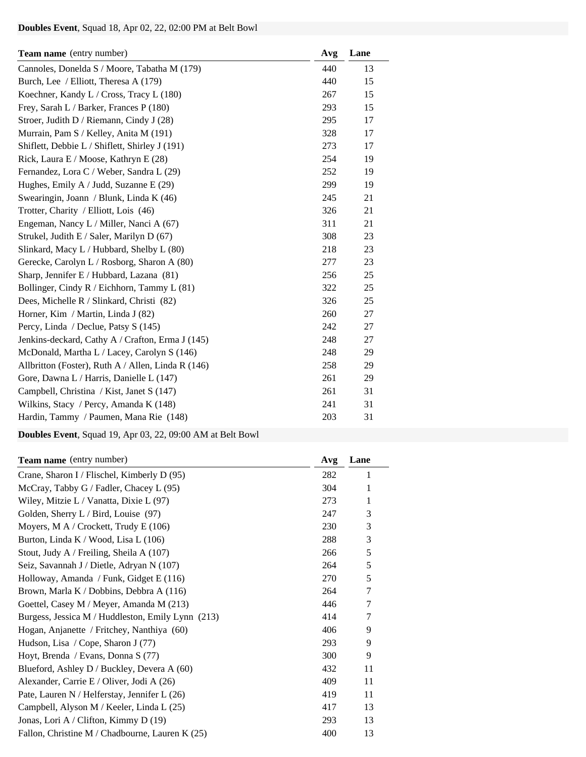**Doubles Event**, Squad 18, Apr 02, 22, 02:00 PM at Belt Bowl

| **Team name** (entry number) | **Avg** | **Lane** |
|---|---|---|
| Cannoles, Donelda S / Moore, Tabatha M (179) | 440 | 13 |
| Burch, Lee / Elliott, Theresa A (179) | 440 | 15 |
| Koechner, Kandy L / Cross, Tracy L (180) | 267 | 15 |
| Frey, Sarah L / Barker, Frances P (180) | 293 | 15 |
| Stroer, Judith D / Riemann, Cindy J (28) | 295 | 17 |
| Murrain, Pam S / Kelley, Anita M (191) | 328 | 17 |
| Shiflett, Debbie L / Shiflett, Shirley J (191) | 273 | 17 |
| Rick, Laura E / Moose, Kathryn E (28) | 254 | 19 |
| Fernandez, Lora C / Weber, Sandra L (29) | 252 | 19 |
| Hughes, Emily A / Judd, Suzanne E (29) | 299 | 19 |
| Swearingin, Joann / Blunk, Linda K (46) | 245 | 21 |
| Trotter, Charity / Elliott, Lois (46) | 326 | 21 |
| Engeman, Nancy L / Miller, Nanci A (67) | 311 | 21 |
| Strukel, Judith E / Saler, Marilyn D (67) | 308 | 23 |
| Slinkard, Macy L / Hubbard, Shelby L (80) | 218 | 23 |
| Gerecke, Carolyn L / Rosborg, Sharon A (80) | 277 | 23 |
| Sharp, Jennifer E / Hubbard, Lazana (81) | 256 | 25 |
| Bollinger, Cindy R / Eichhorn, Tammy L (81) | 322 | 25 |
| Dees, Michelle R / Slinkard, Christi (82) | 326 | 25 |
| Horner, Kim / Martin, Linda J (82) | 260 | 27 |
| Percy, Linda / Declue, Patsy S (145) | 242 | 27 |
| Jenkins-deckard, Cathy A / Crafton, Erma J (145) | 248 | 27 |
| McDonald, Martha L / Lacey, Carolyn S (146) | 248 | 29 |
| Allbritton (Foster), Ruth A / Allen, Linda R (146) | 258 | 29 |
| Gore, Dawna L / Harris, Danielle L (147) | 261 | 29 |
| Campbell, Christina / Kist, Janet S (147) | 261 | 31 |
| Wilkins, Stacy / Percy, Amanda K (148) | 241 | 31 |
| Hardin, Tammy / Paumen, Mana Rie (148) | 203 | 31 |

**Doubles Event**, Squad 19, Apr 03, 22, 09:00 AM at Belt Bowl

| **Team name** (entry number) | **Avg** | **Lane** |
|---|---|---|
| Crane, Sharon I / Flischel, Kimberly D (95) | 282 | 1 |
| McCray, Tabby G / Fadler, Chacey L (95) | 304 | 1 |
| Wiley, Mitzie L / Vanatta, Dixie L (97) | 273 | 1 |
| Golden, Sherry L / Bird, Louise (97) | 247 | 3 |
| Moyers, M A / Crockett, Trudy E (106) | 230 | 3 |
| Burton, Linda K / Wood, Lisa L (106) | 288 | 3 |
| Stout, Judy A / Freiling, Sheila A (107) | 266 | 5 |
| Seiz, Savannah J / Dietle, Adryan N (107) | 264 | 5 |
| Holloway, Amanda / Funk, Gidget E (116) | 270 | 5 |
| Brown, Marla K / Dobbins, Debbra A (116) | 264 | 7 |
| Goettel, Casey M / Meyer, Amanda M (213) | 446 | 7 |
| Burgess, Jessica M / Huddleston, Emily Lynn (213) | 414 | 7 |
| Hogan, Anjanette / Fritchey, Nanthiya (60) | 406 | 9 |
| Hudson, Lisa / Cope, Sharon J (77) | 293 | 9 |
| Hoyt, Brenda / Evans, Donna S (77) | 300 | 9 |
| Blueford, Ashley D / Buckley, Devera A (60) | 432 | 11 |
| Alexander, Carrie E / Oliver, Jodi A (26) | 409 | 11 |
| Pate, Lauren N / Helferstay, Jennifer L (26) | 419 | 11 |
| Campbell, Alyson M / Keeler, Linda L (25) | 417 | 13 |
| Jonas, Lori A / Clifton, Kimmy D (19) | 293 | 13 |
| Fallon, Christine M / Chadbourne, Lauren K (25) | 400 | 13 |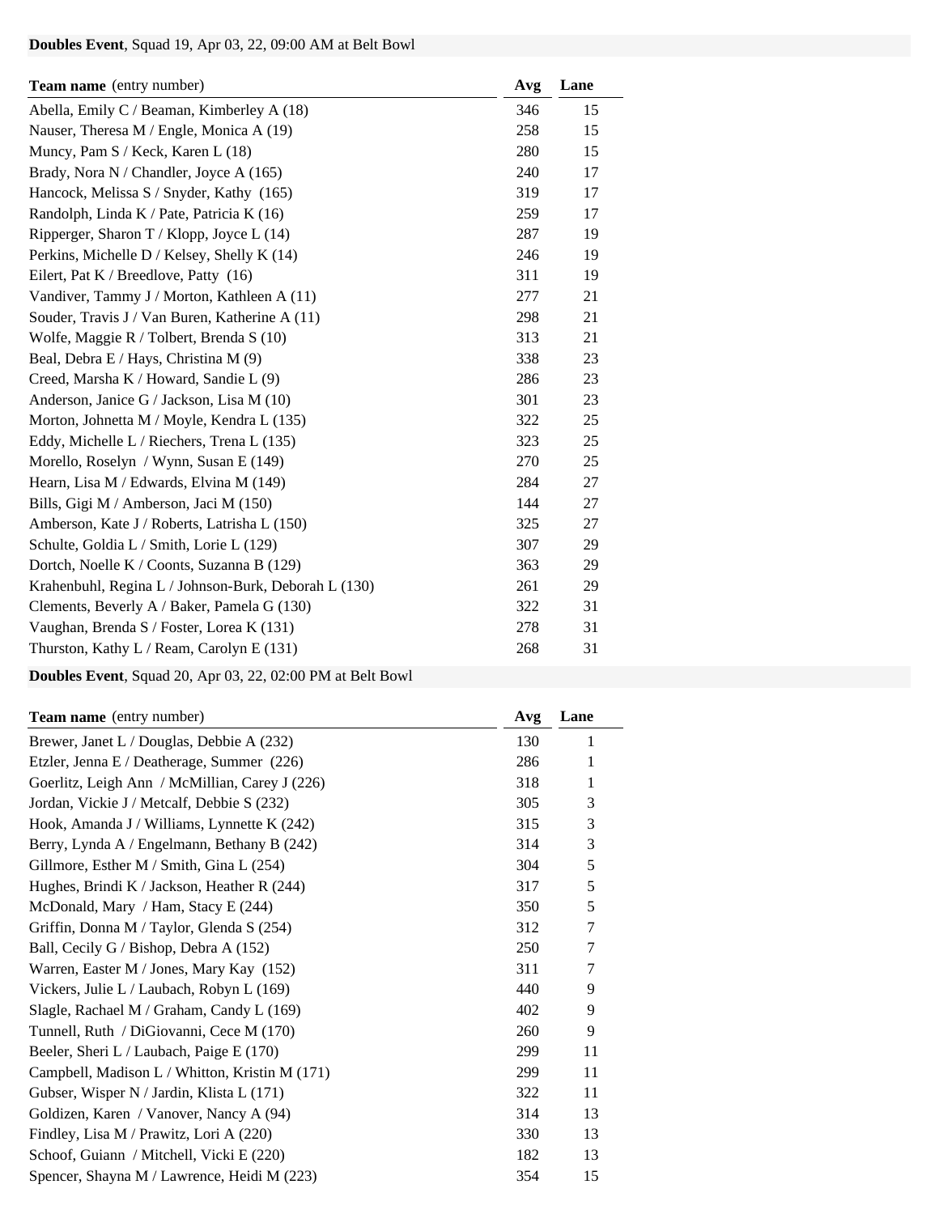**Doubles Event**, Squad 19, Apr 03, 22, 09:00 AM at Belt Bowl

| **Team name** (entry number) | **Avg** | **Lane** |
|---|---|---|
| Abella, Emily C / Beaman, Kimberley A (18) | 346 | 15 |
| Nauser, Theresa M / Engle, Monica A (19) | 258 | 15 |
| Muncy, Pam S / Keck, Karen L (18) | 280 | 15 |
| Brady, Nora N / Chandler, Joyce A (165) | 240 | 17 |
| Hancock, Melissa S / Snyder, Kathy (165) | 319 | 17 |
| Randolph, Linda K / Pate, Patricia K (16) | 259 | 17 |
| Ripperger, Sharon T / Klopp, Joyce L (14) | 287 | 19 |
| Perkins, Michelle D / Kelsey, Shelly K (14) | 246 | 19 |
| Eilert, Pat K / Breedlove, Patty (16) | 311 | 19 |
| Vandiver, Tammy J / Morton, Kathleen A (11) | 277 | 21 |
| Souder, Travis J / Van Buren, Katherine A (11) | 298 | 21 |
| Wolfe, Maggie R / Tolbert, Brenda S (10) | 313 | 21 |
| Beal, Debra E / Hays, Christina M (9) | 338 | 23 |
| Creed, Marsha K / Howard, Sandie L (9) | 286 | 23 |
| Anderson, Janice G / Jackson, Lisa M (10) | 301 | 23 |
| Morton, Johnetta M / Moyle, Kendra L (135) | 322 | 25 |
| Eddy, Michelle L / Riechers, Trena L (135) | 323 | 25 |
| Morello, Roselyn / Wynn, Susan E (149) | 270 | 25 |
| Hearn, Lisa M / Edwards, Elvina M (149) | 284 | 27 |
| Bills, Gigi M / Amberson, Jaci M (150) | 144 | 27 |
| Amberson, Kate J / Roberts, Latrisha L (150) | 325 | 27 |
| Schulte, Goldia L / Smith, Lorie L (129) | 307 | 29 |
| Dortch, Noelle K / Coonts, Suzanna B (129) | 363 | 29 |
| Krahenbuhl, Regina L / Johnson-Burk, Deborah L (130) | 261 | 29 |
| Clements, Beverly A / Baker, Pamela G (130) | 322 | 31 |
| Vaughan, Brenda S / Foster, Lorea K (131) | 278 | 31 |
| Thurston, Kathy L / Ream, Carolyn E (131) | 268 | 31 |

**Doubles Event**, Squad 20, Apr 03, 22, 02:00 PM at Belt Bowl

| **Team name** (entry number) | **Avg** | **Lane** |
|---|---|---|
| Brewer, Janet L / Douglas, Debbie A (232) | 130 | 1 |
| Etzler, Jenna E / Deatherage, Summer (226) | 286 | 1 |
| Goerlitz, Leigh Ann / McMillian, Carey J (226) | 318 | 1 |
| Jordan, Vickie J / Metcalf, Debbie S (232) | 305 | 3 |
| Hook, Amanda J / Williams, Lynnette K (242) | 315 | 3 |
| Berry, Lynda A / Engelmann, Bethany B (242) | 314 | 3 |
| Gillmore, Esther M / Smith, Gina L (254) | 304 | 5 |
| Hughes, Brindi K / Jackson, Heather R (244) | 317 | 5 |
| McDonald, Mary / Ham, Stacy E (244) | 350 | 5 |
| Griffin, Donna M / Taylor, Glenda S (254) | 312 | 7 |
| Ball, Cecily G / Bishop, Debra A (152) | 250 | 7 |
| Warren, Easter M / Jones, Mary Kay (152) | 311 | 7 |
| Vickers, Julie L / Laubach, Robyn L (169) | 440 | 9 |
| Slagle, Rachael M / Graham, Candy L (169) | 402 | 9 |
| Tunnell, Ruth / DiGiovanni, Cece M (170) | 260 | 9 |
| Beeler, Sheri L / Laubach, Paige E (170) | 299 | 11 |
| Campbell, Madison L / Whitton, Kristin M (171) | 299 | 11 |
| Gubser, Wisper N / Jardin, Klista L (171) | 322 | 11 |
| Goldizen, Karen / Vanover, Nancy A (94) | 314 | 13 |
| Findley, Lisa M / Prawitz, Lori A (220) | 330 | 13 |
| Schoof, Guiann / Mitchell, Vicki E (220) | 182 | 13 |
| Spencer, Shayna M / Lawrence, Heidi M (223) | 354 | 15 |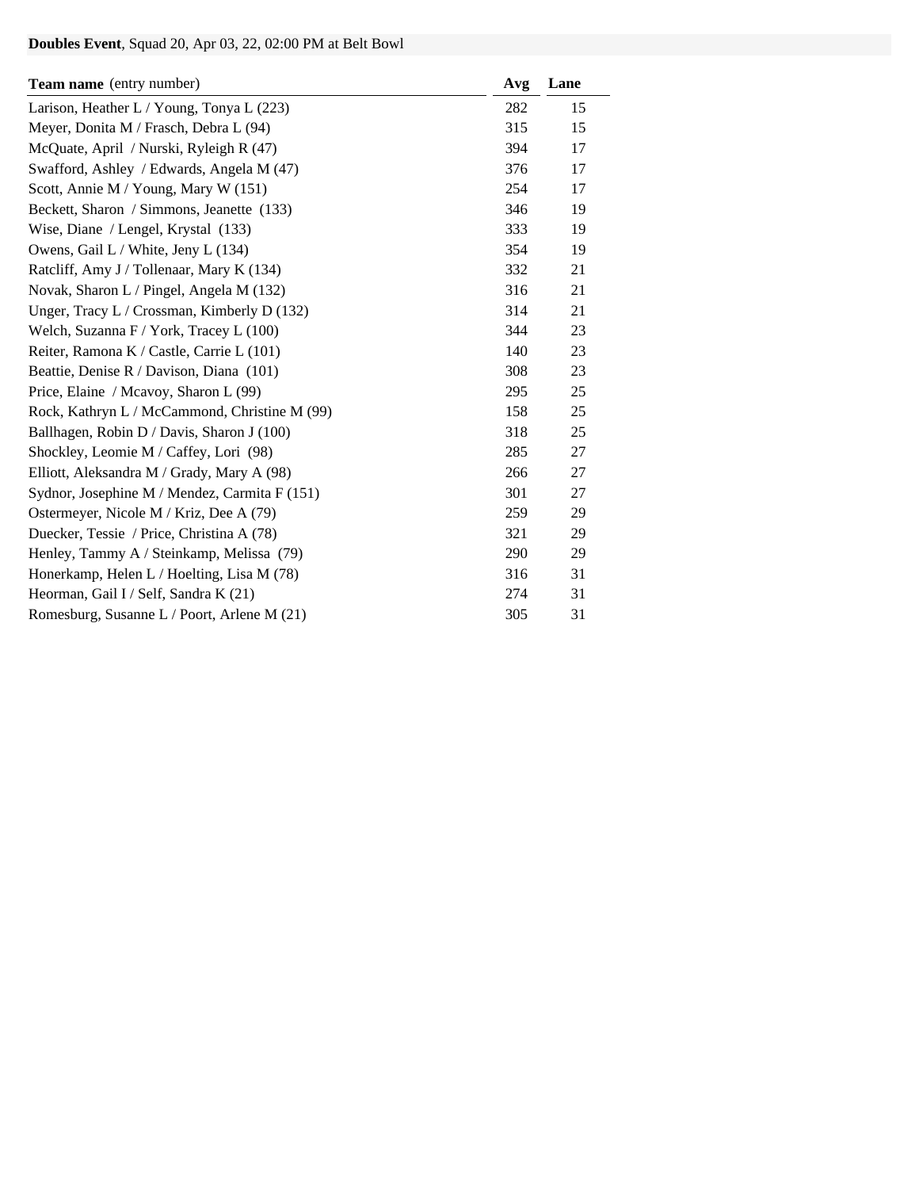**Doubles Event**, Squad 20, Apr 03, 22, 02:00 PM at Belt Bowl

| **Team name** (entry number) | Avg | Lane |
|---|---|---|
| Larison, Heather L / Young, Tonya L (223) | 282 | 15 |
| Meyer, Donita M / Frasch, Debra L (94) | 315 | 15 |
| McQuate, April / Nurski, Ryleigh R (47) | 394 | 17 |
| Swafford, Ashley / Edwards, Angela M (47) | 376 | 17 |
| Scott, Annie M / Young, Mary W (151) | 254 | 17 |
| Beckett, Sharon / Simmons, Jeanette (133) | 346 | 19 |
| Wise, Diane / Lengel, Krystal (133) | 333 | 19 |
| Owens, Gail L / White, Jeny L (134) | 354 | 19 |
| Ratcliff, Amy J / Tollenaar, Mary K (134) | 332 | 21 |
| Novak, Sharon L / Pingel, Angela M (132) | 316 | 21 |
| Unger, Tracy L / Crossman, Kimberly D (132) | 314 | 21 |
| Welch, Suzanna F / York, Tracey L (100) | 344 | 23 |
| Reiter, Ramona K / Castle, Carrie L (101) | 140 | 23 |
| Beattie, Denise R / Davison, Diana (101) | 308 | 23 |
| Price, Elaine / Mcavoy, Sharon L (99) | 295 | 25 |
| Rock, Kathryn L / McCammond, Christine M (99) | 158 | 25 |
| Ballhagen, Robin D / Davis, Sharon J (100) | 318 | 25 |
| Shockley, Leomie M / Caffey, Lori (98) | 285 | 27 |
| Elliott, Aleksandra M / Grady, Mary A (98) | 266 | 27 |
| Sydnor, Josephine M / Mendez, Carmita F (151) | 301 | 27 |
| Ostermeyer, Nicole M / Kriz, Dee A (79) | 259 | 29 |
| Duecker, Tessie / Price, Christina A (78) | 321 | 29 |
| Henley, Tammy A / Steinkamp, Melissa (79) | 290 | 29 |
| Honerkamp, Helen L / Hoelting, Lisa M (78) | 316 | 31 |
| Heorman, Gail I / Self, Sandra K (21) | 274 | 31 |
| Romesburg, Susanne L / Poort, Arlene M (21) | 305 | 31 |